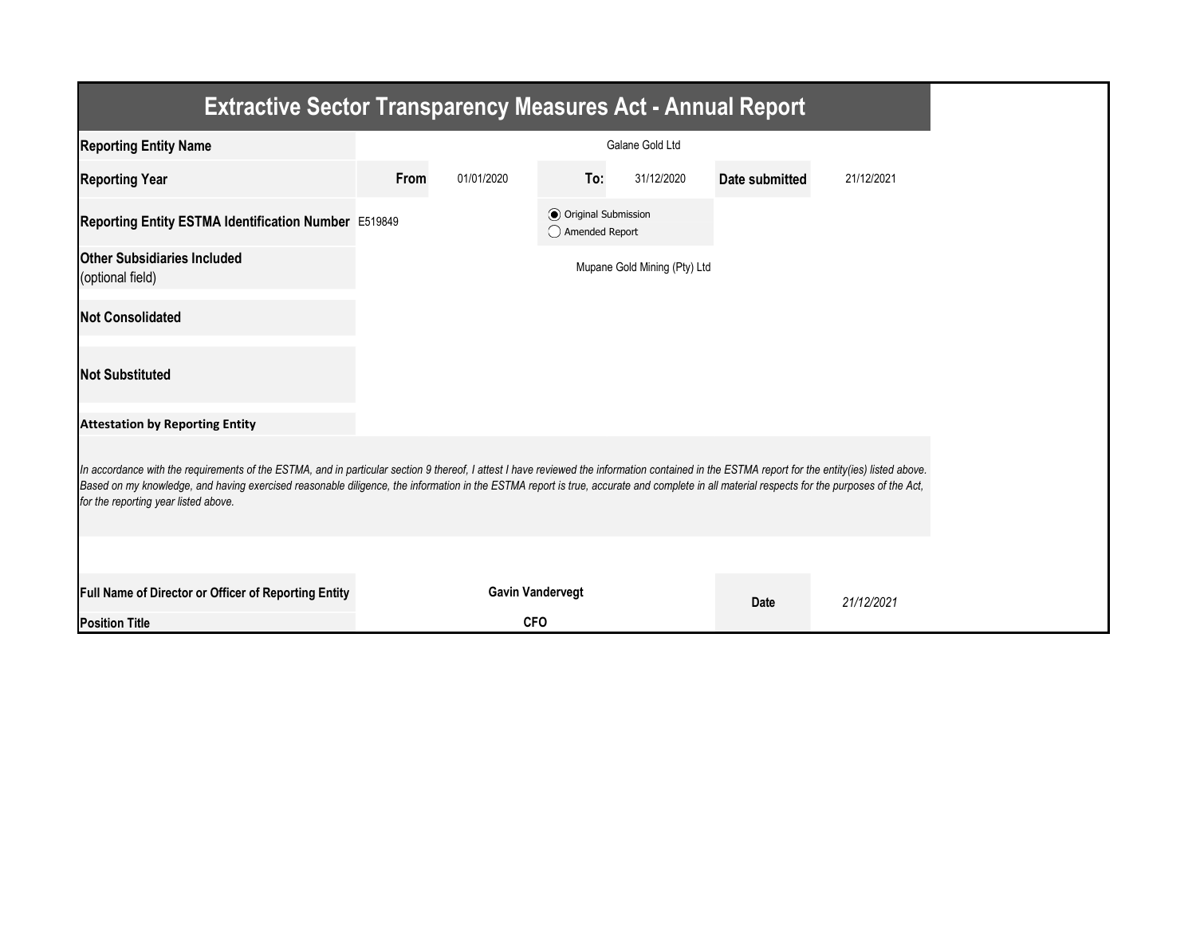# Extractive Sector Transparency Measures Act - Annual Report

| | | | | | | |
|---|---|---|---|---|---|---|
| **Reporting Entity Name** | | | Galane Gold Ltd | | | |
| **Reporting Year** | **From** | 01/01/2020 | **To:** | 31/12/2020 | **Date submitted** | 21/12/2021 |
| **Reporting Entity ESTMA Identification Number** | E519849 | | ◉ Original Submission ◯ Amended Report | | | |
| **Other Subsidiaries Included** (optional field) | | | Mupane Gold Mining (Pty) Ltd | | | |
| **Not Consolidated** | | | | | | |
| **Not Substituted** | | | | | | |

**Attestation by Reporting Entity**

*In accordance with the requirements of the ESTMA, and in particular section 9 thereof, I attest I have reviewed the information contained in the ESTMA report for the entity(ies) listed above. Based on my knowledge, and having exercised reasonable diligence, the information in the ESTMA report is true, accurate and complete in all material respects for the purposes of the Act, for the reporting year listed above.*

| | | | |
|---|---|---|---|
| **Full Name of Director or Officer of Reporting Entity** | **Gavin Vandervegt** | **Date** | *21/12/2021* |
| **Position Title** | **CFO** | | |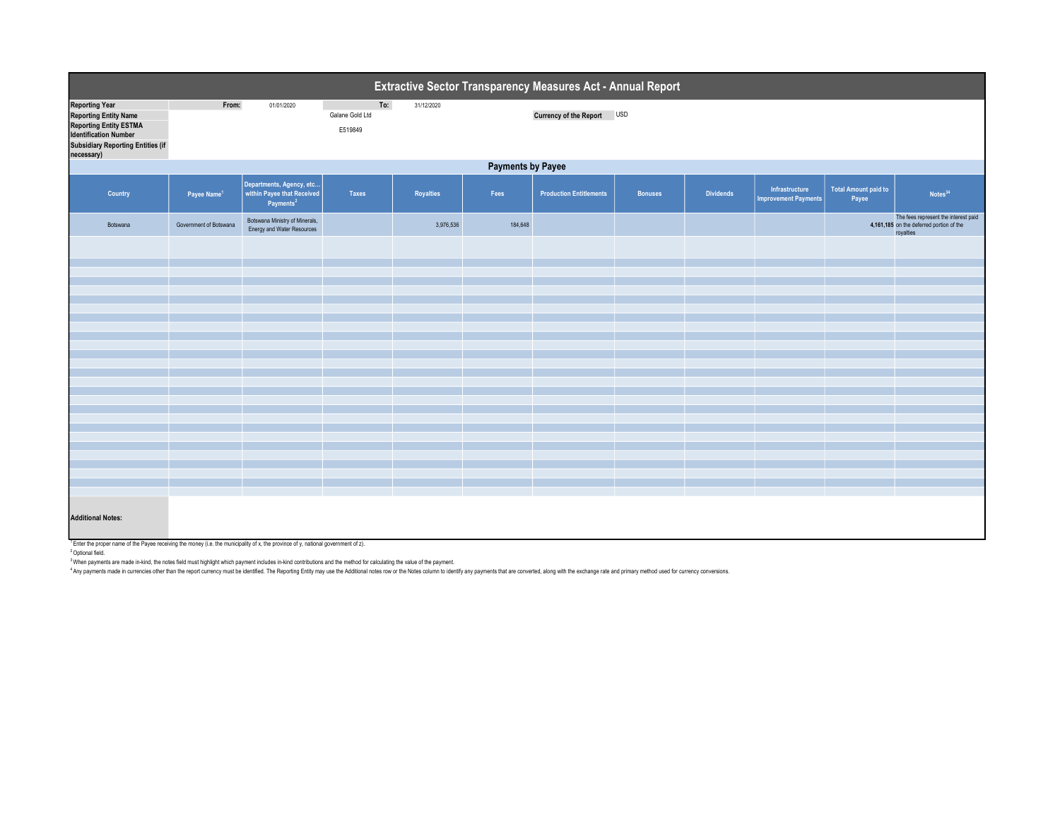# Extractive Sector Transparency Measures Act - Annual Report

| | | | |
|---|---|---|---|
| **Reporting Year** | From: 01/01/2020 | To: 31/12/2020 | |
| **Reporting Entity Name** | Galane Gold Ltd | **Currency of the Report** | USD |
| **Reporting Entity ESTMA Identification Number** | E519849 | | |
| **Subsidiary Reporting Entities (if necessary)** | | | |

## Payments by Payee

| Country | Payee Name[1] | Departments, Agency, etc... within Payee that Received Payments[2] | Taxes | Royalties | Fees | Production Entitlements | Bonuses | Dividends | Infrastructure Improvement Payments | Total Amount paid to Payee | Notes[34] |
|---|---|---|---|---|---|---|---|---|---|---|---|
| Botswana | Government of Botswana | Botswana Ministry of Minerals, Energy and Water Resources | | 3,976,536 | 184,648 | | | | | **4,161,185** | The fees represent the interest paid on the deferred portion of the royalties |

**Additional Notes:**

[1] Enter the proper name of the Payee receiving the money (i.e. the municipality of x, the province of y, national government of z).

[2] Optional field.

[3] When payments are made in-kind, the notes field must highlight which payment includes in-kind contributions and the method for calculating the value of the payment.

[4] Any payments made in currencies other than the report currency must be identified. The Reporting Entity may use the Additional notes row or the Notes column to identify any payments that are converted, along with the exchange rate and primary method used for currency conversions.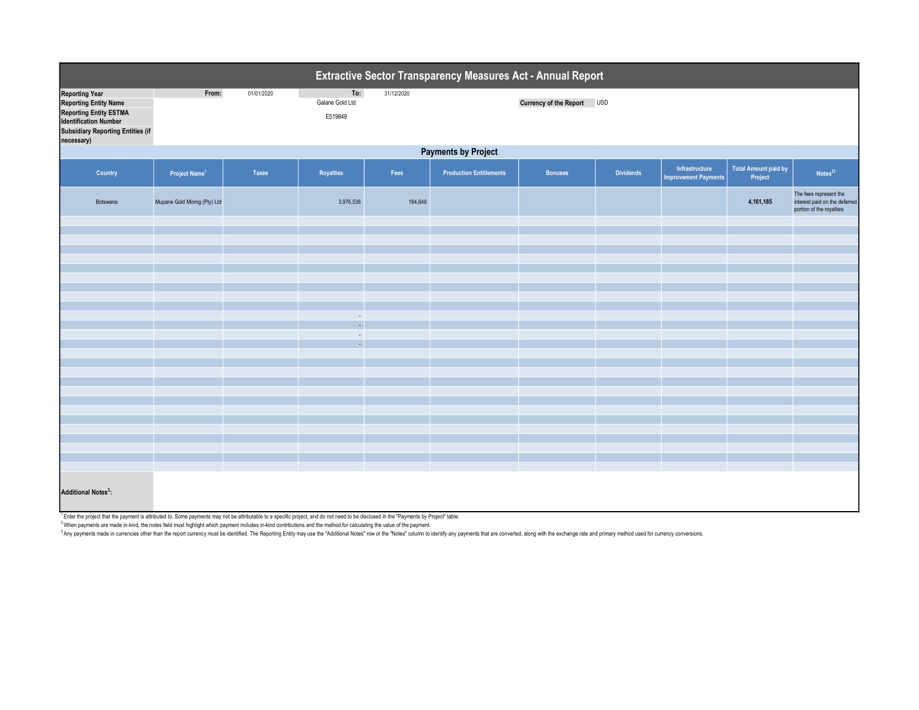# Extractive Sector Transparency Measures Act - Annual Report

| | | | | | |
|---|---|---|---|---|---|
| **Reporting Year** | From: | 01/01/2020 | To: | 31/12/2020 | |
| **Reporting Entity Name** | | Galane Gold Ltd | | **Currency of the Report** | USD |
| **Reporting Entity ESTMA Identification Number** | | E519849 | | | |
| **Subsidiary Reporting Entities (if necessary)** | | | | | |

## Payments by Project

| Country | Project Name[1] | Taxes | Royalties | Fees | Production Entitlements | Bonuses | Dividends | Infrastructure Improvement Payments | Total Amount paid by Project | Notes[23] |
|---|---|---|---|---|---|---|---|---|---|---|
| Botswana | Mupane Gold Mining (Pty) Ltd | | 3,976,536 | 184,648 | | | | | **4,161,185** | The fees represent the interest paid on the deferred portion of the royalties |
| | | | - | | | | | | | |
| | | | - | | | | | | | |
| | | | - | | | | | | | |
| | | | - | | | | | | | |

**Additional Notes[3]:**

[1] Enter the project that the payment is attributed to. Some payments may not be attributable to a specific project, and do not need to be disclosed in the "Payments by Project" table.

[2] When payments are made in-kind, the notes field must highlight which payment includes in-kind contributions and the method for calculating the value of the payment.

[3] Any payments made in currencies other than the report currency must be identified. The Reporting Entity may use the "Additional Notes" row or the "Notes" column to identify any payments that are converted, along with the exchange rate and primary method used for currency conversions.